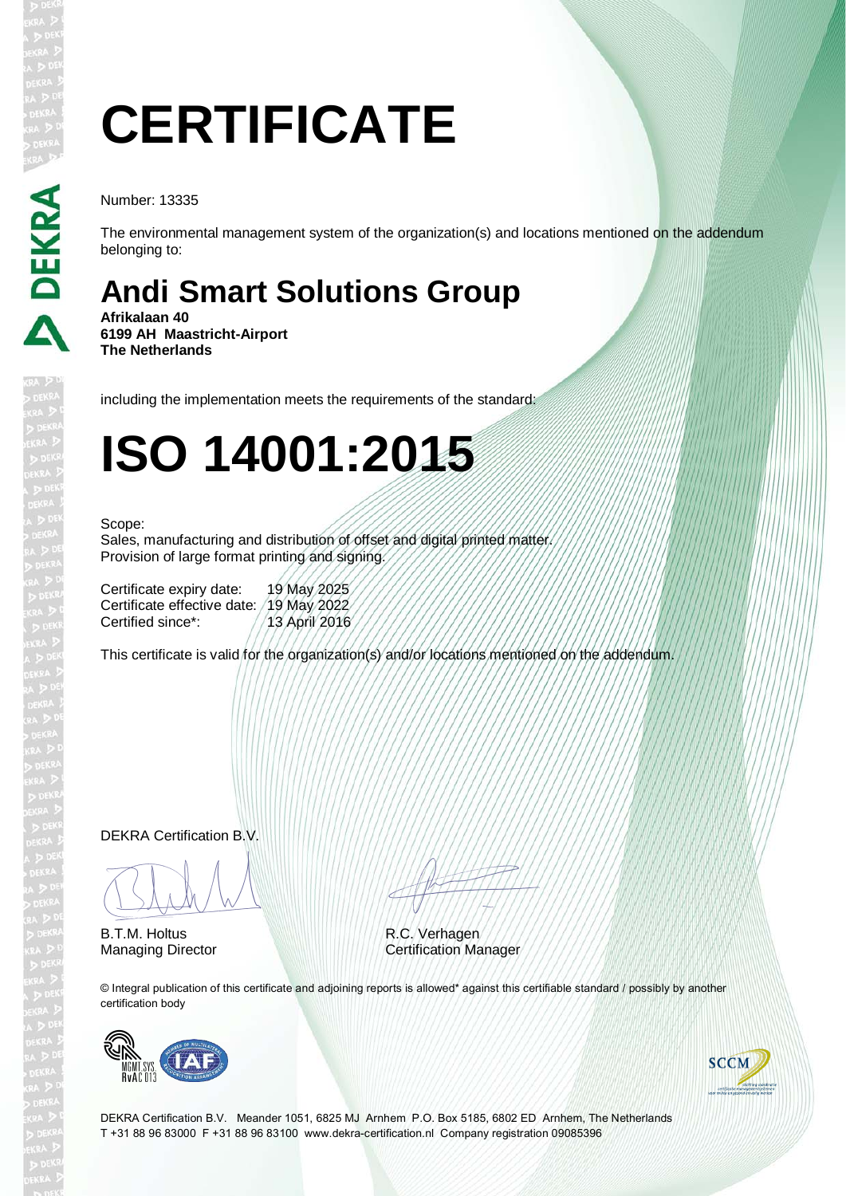# CERTIFICATE

Number: 13335

The environmental management system of the organization(s) and locations mentioned on the addendum belonging to:

## Andi Smart Solutions Group

**Afrikalaan 40**
**6199 AH Maastricht-Airport**
**The Netherlands**

including the implementation meets the requirements of the standard:

# ISO 14001:2015

Scope:
Sales, manufacturing and distribution of offset and digital printed matter.
Provision of large format printing and signing.

| | |
|---|---|
| Certificate expiry date: | 19 May 2025 |
| Certificate effective date: | 19 May 2022 |
| Certified since*: | 13 April 2016 |

This certificate is valid for the organization(s) and/or locations mentioned on the addendum.

DEKRA Certification B.V.

B.T.M. Holtus
Managing Director

R.C. Verhagen
Certification Manager

© Integral publication of this certificate and adjoining reports is allowed* against this certifiable standard / possibly by another certification body

DEKRA Certification B.V. Meander 1051, 6825 MJ Arnhem P.O. Box 5185, 6802 ED Arnhem, The Netherlands
T +31 88 96 83000 F +31 88 96 83100 www.dekra-certification.nl Company registration 09085396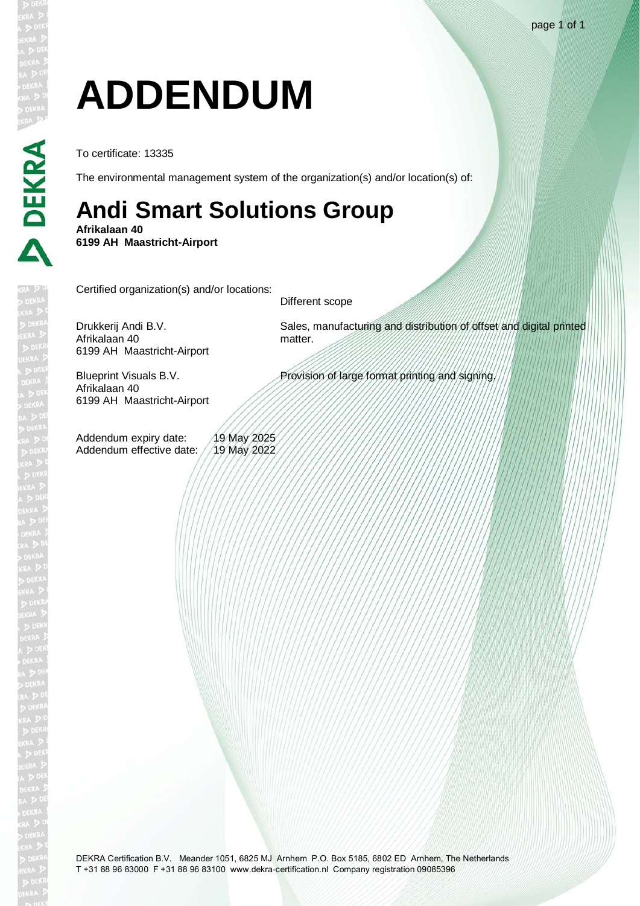# ADDENDUM

To certificate: 13335

The environmental management system of the organization(s) and/or location(s) of:

## Andi Smart Solutions Group

**Afrikalaan 40**
**6199 AH Maastricht-Airport**

Certified organization(s) and/or locations:

| Certified organization(s) and/or locations | Different scope |
| --- | --- |
| Drukkerij Andi B.V.<br>Afrikalaan 40<br>6199 AH Maastricht-Airport | Sales, manufacturing and distribution of offset and digital printed matter. |
| Blueprint Visuals B.V.<br>Afrikalaan 40<br>6199 AH Maastricht-Airport | Provision of large format printing and signing. |

Addendum expiry date: 19 May 2025
Addendum effective date: 19 May 2022

DEKRA Certification B.V. Meander 1051, 6825 MJ Arnhem P.O. Box 5185, 6802 ED Arnhem, The Netherlands
T +31 88 96 83000 F +31 88 96 83100 www.dekra-certification.nl Company registration 09085396